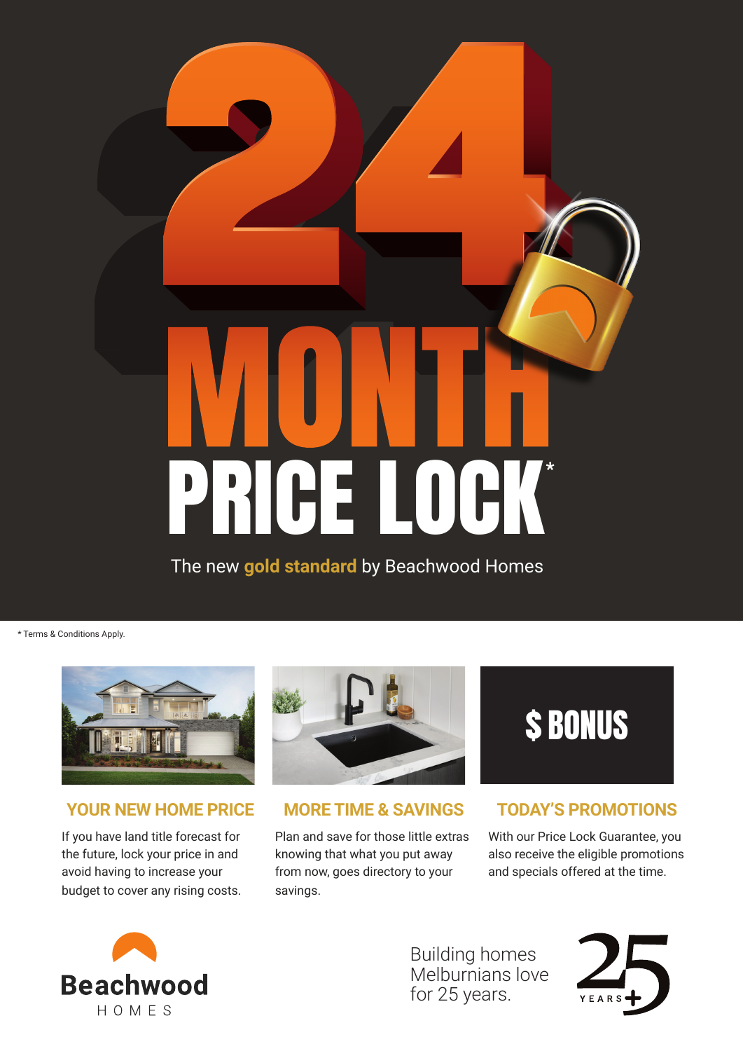# 24 MONTH PRICE LOCK*

The new **gold standard** by Beachwood Homes

* Terms & Conditions Apply.

$ BONUS

### YOUR NEW HOME PRICE

If you have land title forecast for the future, lock your price in and avoid having to increase your budget to cover any rising costs.

### MORE TIME & SAVINGS

Plan and save for those little extras knowing that what you put away from now, goes directory to your savings.

### TODAY'S PROMOTIONS

With our Price Lock Guarantee, you also receive the eligible promotions and specials offered at the time.

Beachwood HOMES

Building homes Melburnians love for 25 years.

25 YEARS+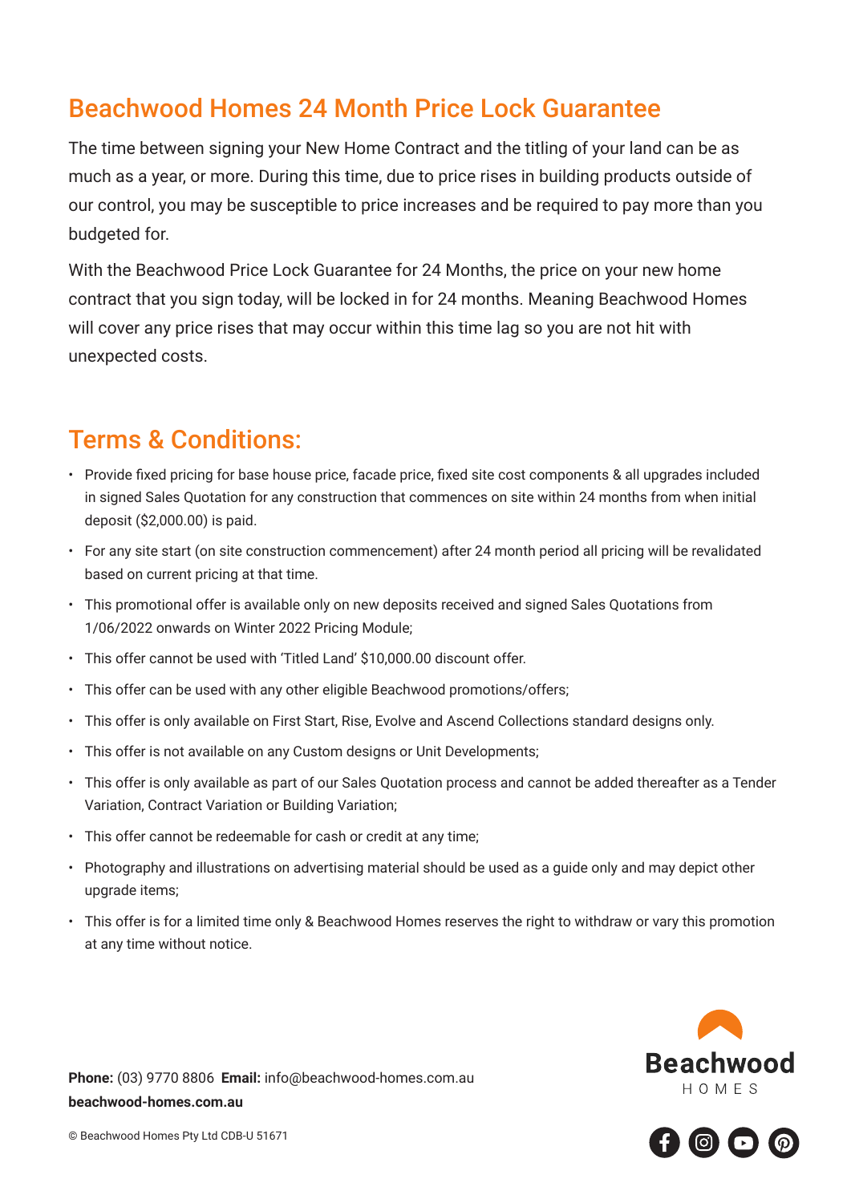## Beachwood Homes 24 Month Price Lock Guarantee

The time between signing your New Home Contract and the titling of your land can be as much as a year, or more. During this time, due to price rises in building products outside of our control, you may be susceptible to price increases and be required to pay more than you budgeted for.

With the Beachwood Price Lock Guarantee for 24 Months, the price on your new home contract that you sign today, will be locked in for 24 months. Meaning Beachwood Homes will cover any price rises that may occur within this time lag so you are not hit with unexpected costs.

## Terms & Conditions:

- Provide fixed pricing for base house price, facade price, fixed site cost components & all upgrades included in signed Sales Quotation for any construction that commences on site within 24 months from when initial deposit ($2,000.00) is paid.
- For any site start (on site construction commencement) after 24 month period all pricing will be revalidated based on current pricing at that time.
- This promotional offer is available only on new deposits received and signed Sales Quotations from 1/06/2022 onwards on Winter 2022 Pricing Module;
- This offer cannot be used with 'Titled Land' $10,000.00 discount offer.
- This offer can be used with any other eligible Beachwood promotions/offers;
- This offer is only available on First Start, Rise, Evolve and Ascend Collections standard designs only.
- This offer is not available on any Custom designs or Unit Developments;
- This offer is only available as part of our Sales Quotation process and cannot be added thereafter as a Tender Variation, Contract Variation or Building Variation;
- This offer cannot be redeemable for cash or credit at any time;
- Photography and illustrations on advertising material should be used as a guide only and may depict other upgrade items;
- This offer is for a limited time only & Beachwood Homes reserves the right to withdraw or vary this promotion at any time without notice.

**Phone:** (03) 9770 8806 **Email:** info@beachwood-homes.com.au
**beachwood-homes.com.au**

© Beachwood Homes Pty Ltd CDB-U 51671

Beachwood HOMES